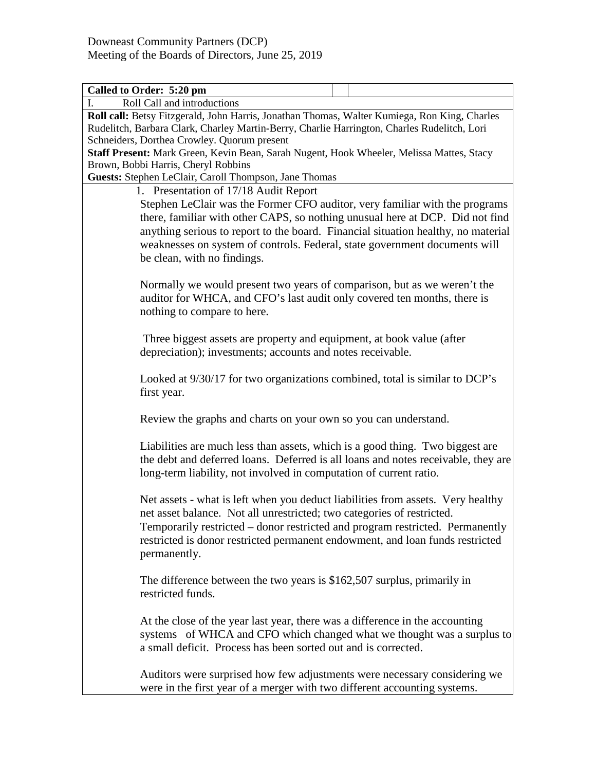Downeast Community Partners (DCP)
Meeting of the Boards of Directors, June 25, 2019

**Called to Order: 5:20 pm**

I. Roll Call and introductions

**Roll call:** Betsy Fitzgerald, John Harris, Jonathan Thomas, Walter Kumiega, Ron King, Charles Rudelitch, Barbara Clark, Charley Martin-Berry, Charlie Harrington, Charles Rudelitch, Lori Schneiders, Dorthea Crowley. Quorum present

**Staff Present:** Mark Green, Kevin Bean, Sarah Nugent, Hook Wheeler, Melissa Mattes, Stacy Brown, Bobbi Harris, Cheryl Robbins

**Guests:** Stephen LeClair, Caroll Thompson, Jane Thomas

1. Presentation of 17/18 Audit Report

Stephen LeClair was the Former CFO auditor, very familiar with the programs there, familiar with other CAPS, so nothing unusual here at DCP. Did not find anything serious to report to the board. Financial situation healthy, no material weaknesses on system of controls. Federal, state government documents will be clean, with no findings.

Normally we would present two years of comparison, but as we weren't the auditor for WHCA, and CFO's last audit only covered ten months, there is nothing to compare to here.

Three biggest assets are property and equipment, at book value (after depreciation); investments; accounts and notes receivable.

Looked at 9/30/17 for two organizations combined, total is similar to DCP's first year.

Review the graphs and charts on your own so you can understand.

Liabilities are much less than assets, which is a good thing. Two biggest are the debt and deferred loans. Deferred is all loans and notes receivable, they are long-term liability, not involved in computation of current ratio.

Net assets - what is left when you deduct liabilities from assets. Very healthy net asset balance. Not all unrestricted; two categories of restricted. Temporarily restricted – donor restricted and program restricted. Permanently restricted is donor restricted permanent endowment, and loan funds restricted permanently.

The difference between the two years is $162,507 surplus, primarily in restricted funds.

At the close of the year last year, there was a difference in the accounting systems of WHCA and CFO which changed what we thought was a surplus to a small deficit. Process has been sorted out and is corrected.

Auditors were surprised how few adjustments were necessary considering we were in the first year of a merger with two different accounting systems.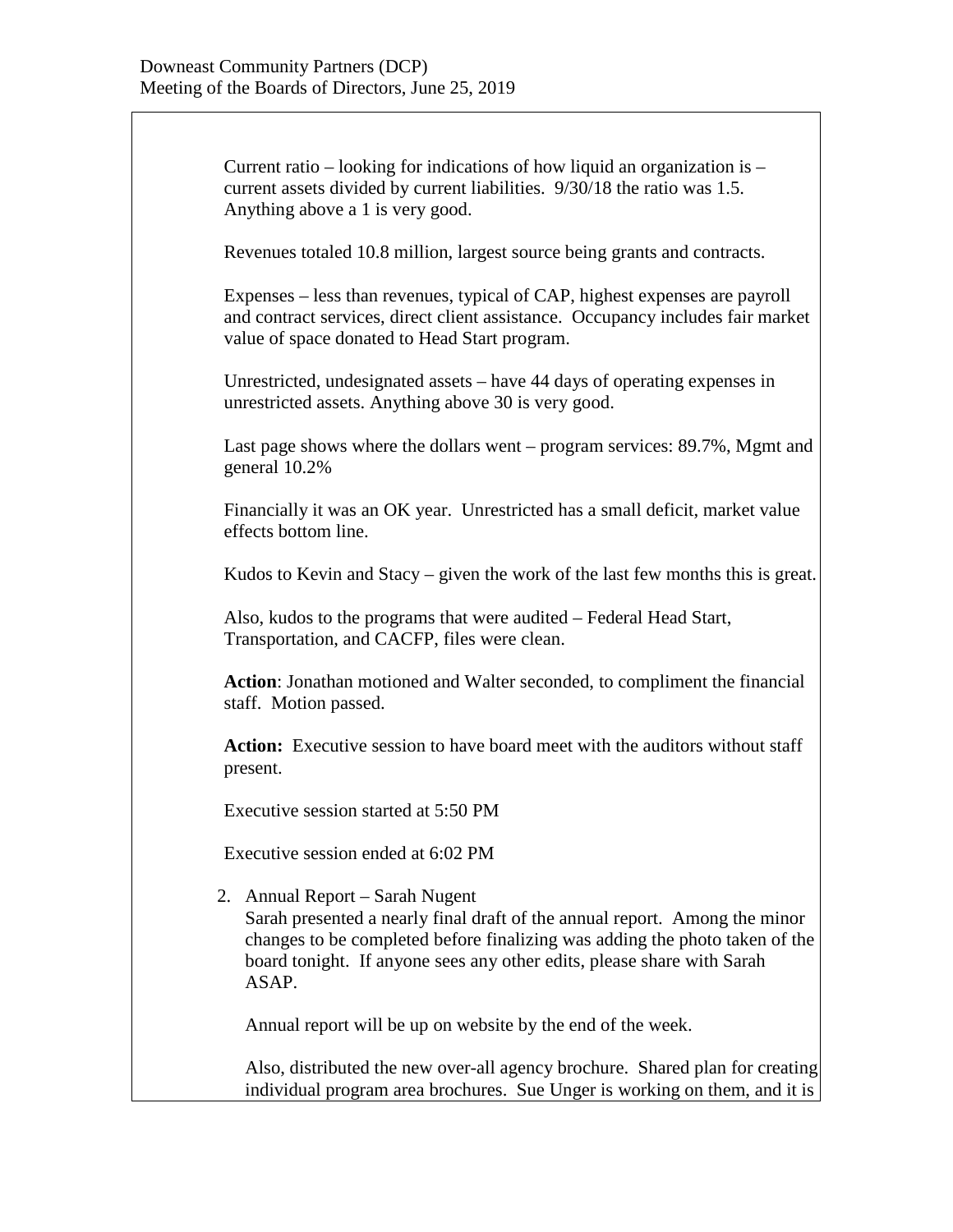Current ratio – looking for indications of how liquid an organization is – current assets divided by current liabilities. 9/30/18 the ratio was 1.5. Anything above a 1 is very good.

Revenues totaled 10.8 million, largest source being grants and contracts.

Expenses – less than revenues, typical of CAP, highest expenses are payroll and contract services, direct client assistance. Occupancy includes fair market value of space donated to Head Start program.

Unrestricted, undesignated assets – have 44 days of operating expenses in unrestricted assets. Anything above 30 is very good.

Last page shows where the dollars went – program services: 89.7%, Mgmt and general 10.2%

Financially it was an OK year. Unrestricted has a small deficit, market value effects bottom line.

Kudos to Kevin and Stacy – given the work of the last few months this is great.

Also, kudos to the programs that were audited – Federal Head Start, Transportation, and CACFP, files were clean.

**Action**: Jonathan motioned and Walter seconded, to compliment the financial staff. Motion passed.

**Action:** Executive session to have board meet with the auditors without staff present.

Executive session started at 5:50 PM

Executive session ended at 6:02 PM

2. Annual Report – Sarah Nugent
   Sarah presented a nearly final draft of the annual report. Among the minor changes to be completed before finalizing was adding the photo taken of the board tonight. If anyone sees any other edits, please share with Sarah ASAP.

   Annual report will be up on website by the end of the week.

   Also, distributed the new over-all agency brochure. Shared plan for creating individual program area brochures. Sue Unger is working on them, and it is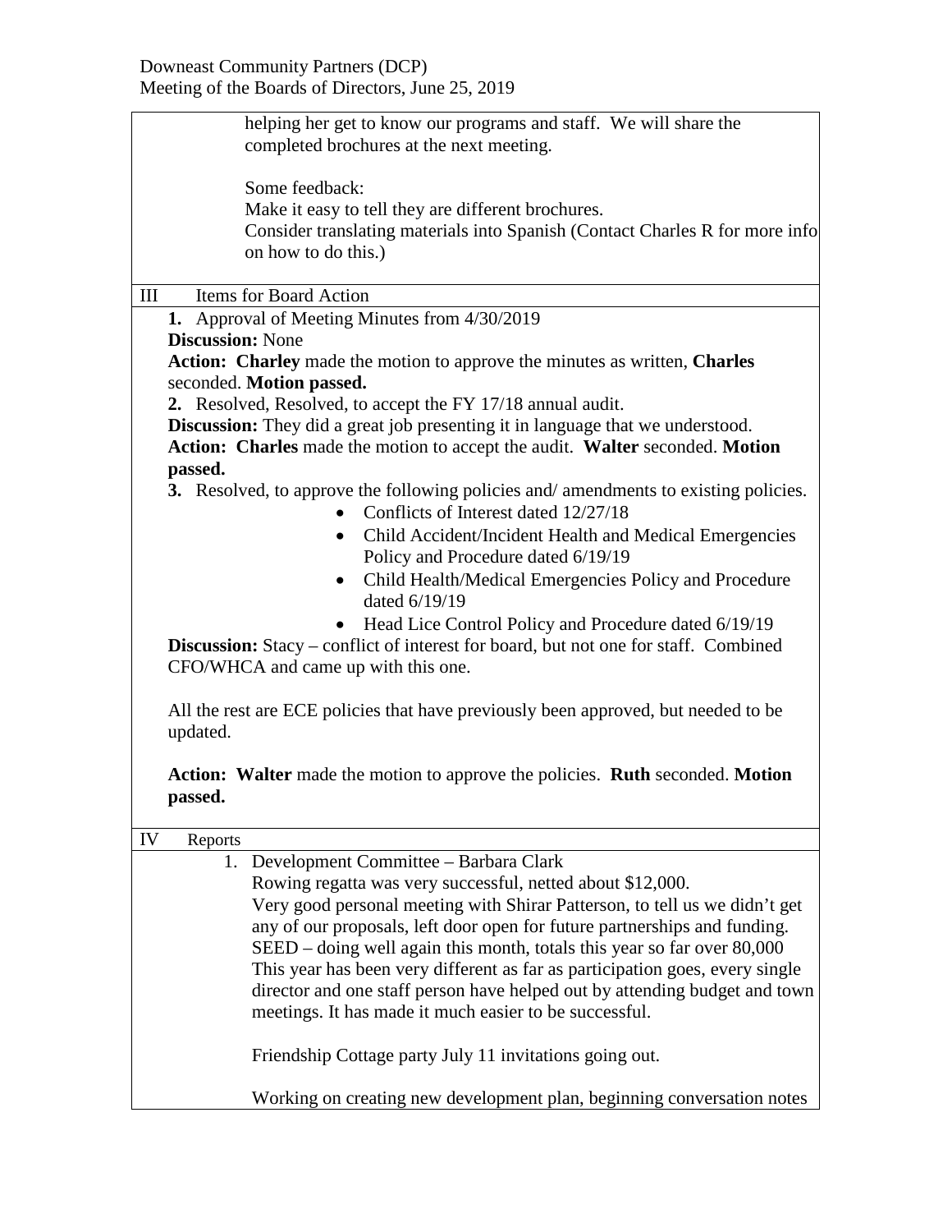helping her get to know our programs and staff. We will share the completed brochures at the next meeting.

Some feedback:
Make it easy to tell they are different brochures.
Consider translating materials into Spanish (Contact Charles R for more info on how to do this.)

## III Items for Board Action

1. Approval of Meeting Minutes from 4/30/2019

**Discussion:** None

**Action: Charley** made the motion to approve the minutes as written, **Charles** seconded. **Motion passed.**

2. Resolved, Resolved, to accept the FY 17/18 annual audit.

**Discussion:** They did a great job presenting it in language that we understood.

**Action: Charles** made the motion to accept the audit. **Walter** seconded. **Motion passed.**

3. Resolved, to approve the following policies and/ amendments to existing policies.
   - Conflicts of Interest dated 12/27/18
   - Child Accident/Incident Health and Medical Emergencies Policy and Procedure dated 6/19/19
   - Child Health/Medical Emergencies Policy and Procedure dated 6/19/19
   - Head Lice Control Policy and Procedure dated 6/19/19

**Discussion:** Stacy – conflict of interest for board, but not one for staff. Combined CFO/WHCA and came up with this one.

All the rest are ECE policies that have previously been approved, but needed to be updated.

**Action: Walter** made the motion to approve the policies. **Ruth** seconded. **Motion passed.**

## IV Reports

1. Development Committee – Barbara Clark

   Rowing regatta was very successful, netted about $12,000.
   Very good personal meeting with Shirar Patterson, to tell us we didn't get any of our proposals, left door open for future partnerships and funding.
   SEED – doing well again this month, totals this year so far over 80,000
   This year has been very different as far as participation goes, every single director and one staff person have helped out by attending budget and town meetings. It has made it much easier to be successful.

   Friendship Cottage party July 11 invitations going out.

   Working on creating new development plan, beginning conversation notes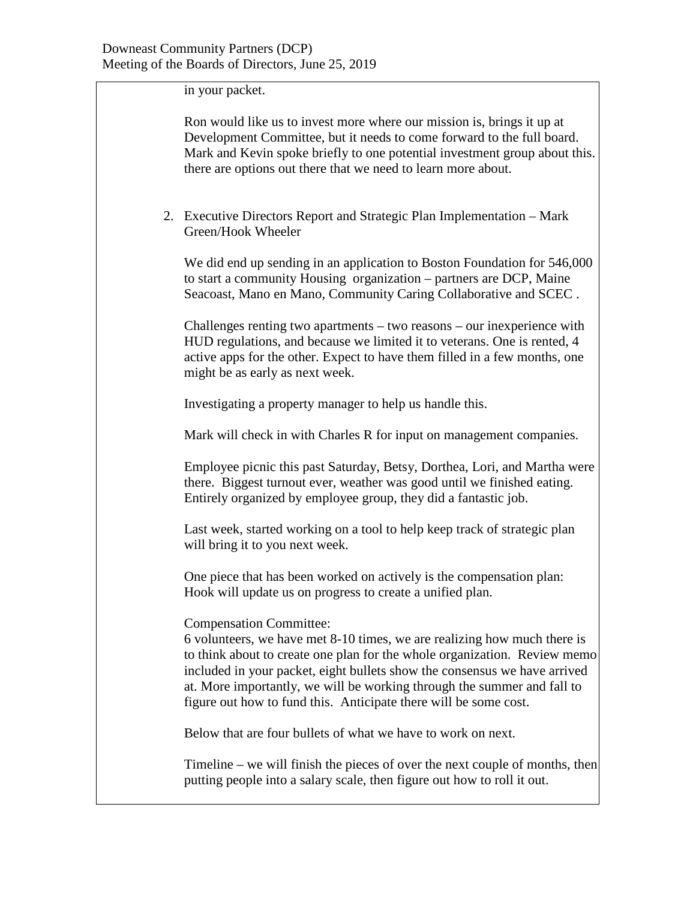in your packet.

Ron would like us to invest more where our mission is, brings it up at Development Committee, but it needs to come forward to the full board. Mark and Kevin spoke briefly to one potential investment group about this. there are options out there that we need to learn more about.

2. Executive Directors Report and Strategic Plan Implementation – Mark Green/Hook Wheeler

   We did end up sending in an application to Boston Foundation for 546,000 to start a community Housing organization – partners are DCP, Maine Seacoast, Mano en Mano, Community Caring Collaborative and SCEC .

   Challenges renting two apartments – two reasons – our inexperience with HUD regulations, and because we limited it to veterans. One is rented, 4 active apps for the other. Expect to have them filled in a few months, one might be as early as next week.

   Investigating a property manager to help us handle this.

   Mark will check in with Charles R for input on management companies.

   Employee picnic this past Saturday, Betsy, Dorthea, Lori, and Martha were there. Biggest turnout ever, weather was good until we finished eating. Entirely organized by employee group, they did a fantastic job.

   Last week, started working on a tool to help keep track of strategic plan will bring it to you next week.

   One piece that has been worked on actively is the compensation plan: Hook will update us on progress to create a unified plan.

   Compensation Committee:
   6 volunteers, we have met 8-10 times, we are realizing how much there is to think about to create one plan for the whole organization. Review memo included in your packet, eight bullets show the consensus we have arrived at. More importantly, we will be working through the summer and fall to figure out how to fund this. Anticipate there will be some cost.

   Below that are four bullets of what we have to work on next.

   Timeline – we will finish the pieces of over the next couple of months, then putting people into a salary scale, then figure out how to roll it out.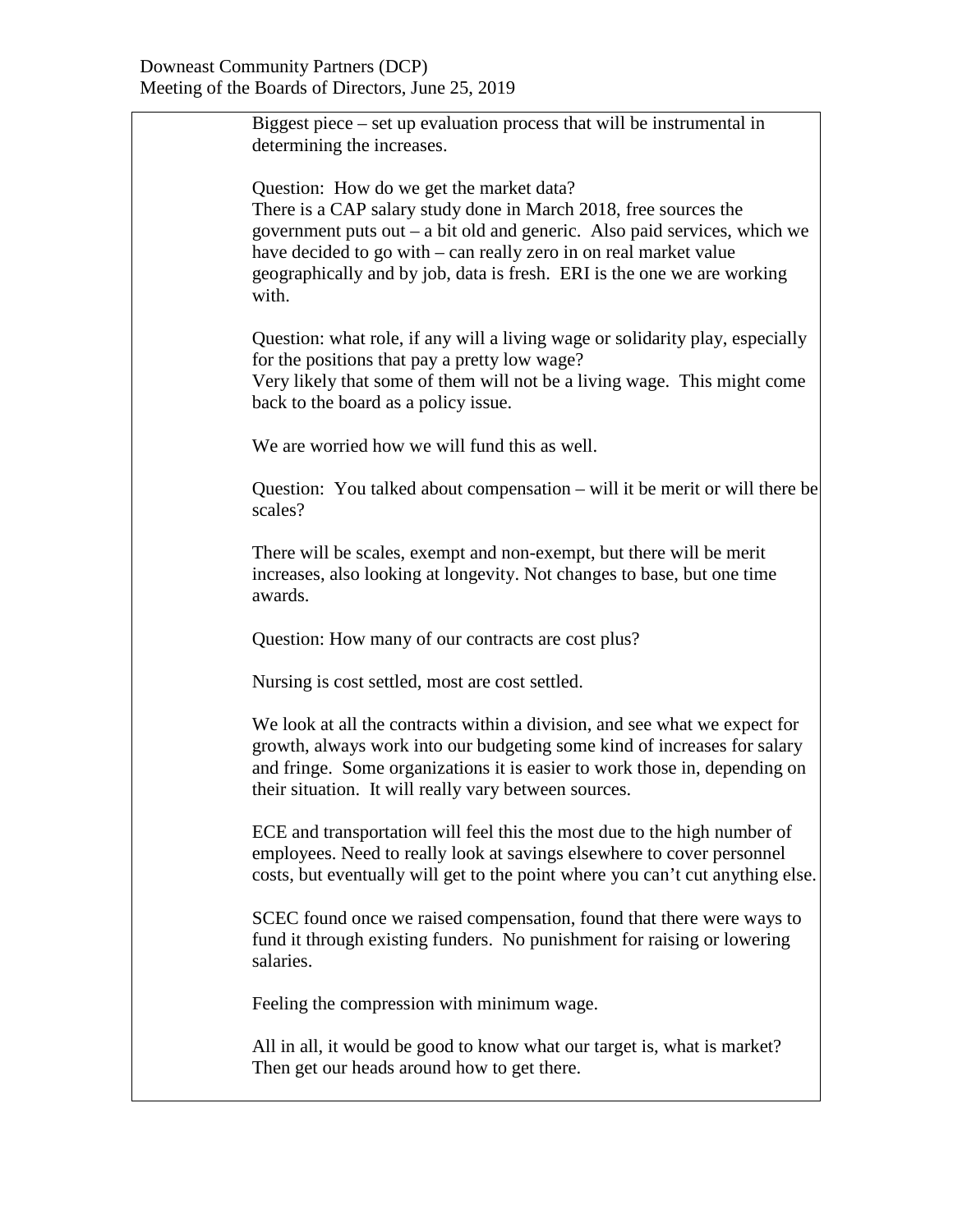Biggest piece – set up evaluation process that will be instrumental in determining the increases.

Question: How do we get the market data?
There is a CAP salary study done in March 2018, free sources the government puts out – a bit old and generic. Also paid services, which we have decided to go with – can really zero in on real market value geographically and by job, data is fresh. ERI is the one we are working with.

Question: what role, if any will a living wage or solidarity play, especially for the positions that pay a pretty low wage?
Very likely that some of them will not be a living wage. This might come back to the board as a policy issue.

We are worried how we will fund this as well.

Question: You talked about compensation – will it be merit or will there be scales?

There will be scales, exempt and non-exempt, but there will be merit increases, also looking at longevity. Not changes to base, but one time awards.

Question: How many of our contracts are cost plus?

Nursing is cost settled, most are cost settled.

We look at all the contracts within a division, and see what we expect for growth, always work into our budgeting some kind of increases for salary and fringe. Some organizations it is easier to work those in, depending on their situation. It will really vary between sources.

ECE and transportation will feel this the most due to the high number of employees. Need to really look at savings elsewhere to cover personnel costs, but eventually will get to the point where you can't cut anything else.

SCEC found once we raised compensation, found that there were ways to fund it through existing funders. No punishment for raising or lowering salaries.

Feeling the compression with minimum wage.

All in all, it would be good to know what our target is, what is market? Then get our heads around how to get there.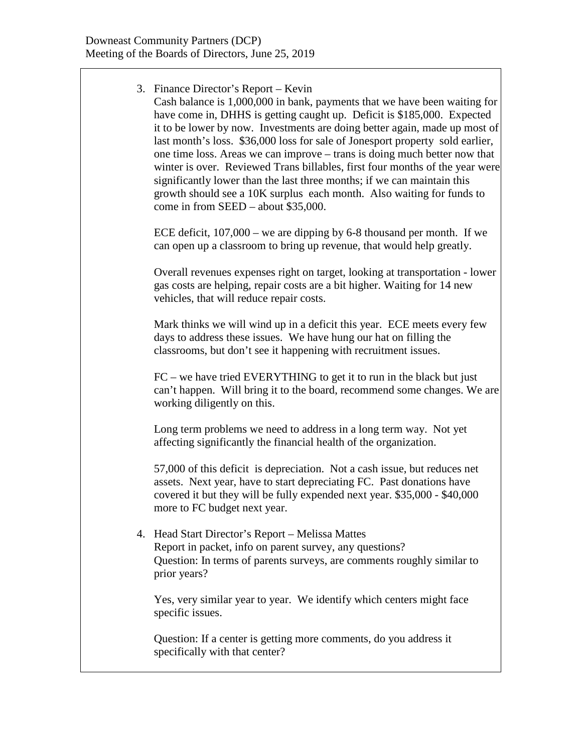3. Finance Director's Report – Kevin
   Cash balance is 1,000,000 in bank, payments that we have been waiting for have come in, DHHS is getting caught up. Deficit is $185,000. Expected it to be lower by now. Investments are doing better again, made up most of last month's loss. $36,000 loss for sale of Jonesport property sold earlier, one time loss. Areas we can improve – trans is doing much better now that winter is over. Reviewed Trans billables, first four months of the year were significantly lower than the last three months; if we can maintain this growth should see a 10K surplus each month. Also waiting for funds to come in from SEED – about $35,000.

   ECE deficit, 107,000 – we are dipping by 6-8 thousand per month. If we can open up a classroom to bring up revenue, that would help greatly.

   Overall revenues expenses right on target, looking at transportation - lower gas costs are helping, repair costs are a bit higher. Waiting for 14 new vehicles, that will reduce repair costs.

   Mark thinks we will wind up in a deficit this year. ECE meets every few days to address these issues. We have hung our hat on filling the classrooms, but don't see it happening with recruitment issues.

   FC – we have tried EVERYTHING to get it to run in the black but just can't happen. Will bring it to the board, recommend some changes. We are working diligently on this.

   Long term problems we need to address in a long term way. Not yet affecting significantly the financial health of the organization.

   57,000 of this deficit is depreciation. Not a cash issue, but reduces net assets. Next year, have to start depreciating FC. Past donations have covered it but they will be fully expended next year. $35,000 - $40,000 more to FC budget next year.

4. Head Start Director's Report – Melissa Mattes
   Report in packet, info on parent survey, any questions?
   Question: In terms of parents surveys, are comments roughly similar to prior years?

   Yes, very similar year to year. We identify which centers might face specific issues.

   Question: If a center is getting more comments, do you address it specifically with that center?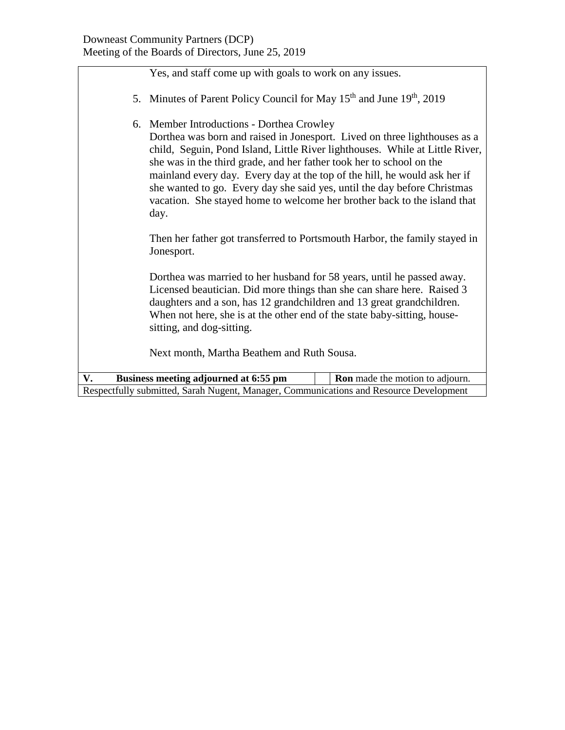Yes, and staff come up with goals to work on any issues.

5. Minutes of Parent Policy Council for May 15th and June 19th, 2019

6. Member Introductions - Dorthea Crowley

   Dorthea was born and raised in Jonesport. Lived on three lighthouses as a child, Seguin, Pond Island, Little River lighthouses. While at Little River, she was in the third grade, and her father took her to school on the mainland every day. Every day at the top of the hill, he would ask her if she wanted to go. Every day she said yes, until the day before Christmas vacation. She stayed home to welcome her brother back to the island that day.

   Then her father got transferred to Portsmouth Harbor, the family stayed in Jonesport.

   Dorthea was married to her husband for 58 years, until he passed away. Licensed beautician. Did more things than she can share here. Raised 3 daughters and a son, has 12 grandchildren and 13 great grandchildren. When not here, she is at the other end of the state baby-sitting, house-sitting, and dog-sitting.

   Next month, Martha Beathem and Ruth Sousa.

| | | | |
|---|---|---|---|
| **V.** | **Business meeting adjourned at 6:55 pm** | | **Ron** made the motion to adjourn. |

Respectfully submitted, Sarah Nugent, Manager, Communications and Resource Development